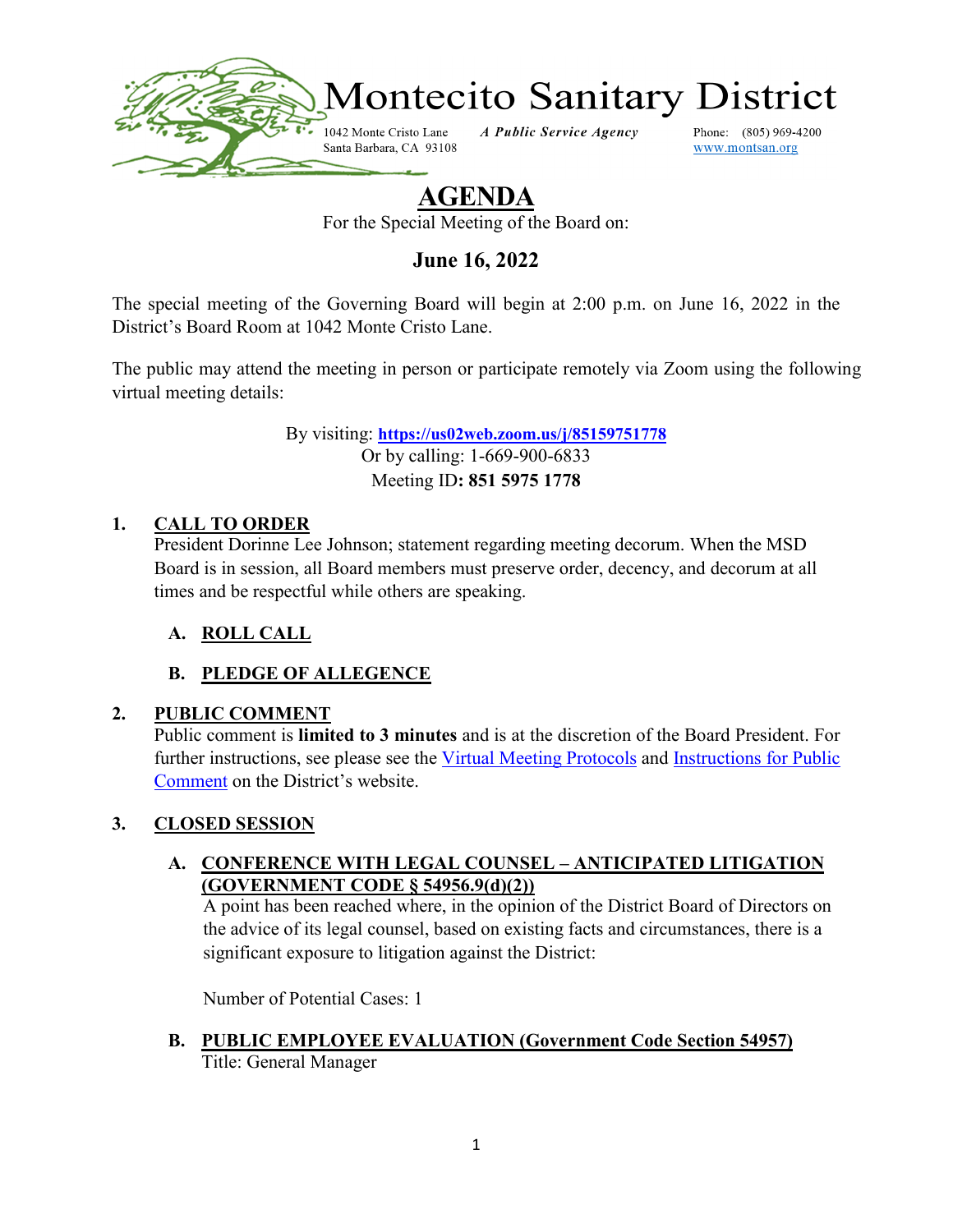# Montecito Sanitary District

1042 Monte Cristo Lane
Santa Barbara, CA 93108

*A Public Service Agency*

Phone: (805) 969-4200
www.montsan.org

# AGENDA

For the Special Meeting of the Board on:

## June 16, 2022

The special meeting of the Governing Board will begin at 2:00 p.m. on June 16, 2022 in the District's Board Room at 1042 Monte Cristo Lane.

The public may attend the meeting in person or participate remotely via Zoom using the following virtual meeting details:

By visiting: **https://us02web.zoom.us/j/85159751778**
Or by calling: 1-669-900-6833
Meeting ID**: 851 5975 1778**

## 1. CALL TO ORDER

President Dorinne Lee Johnson; statement regarding meeting decorum. When the MSD Board is in session, all Board members must preserve order, decency, and decorum at all times and be respectful while others are speaking.

### A. ROLL CALL

### B. PLEDGE OF ALLEGENCE

## 2. PUBLIC COMMENT

Public comment is **limited to 3 minutes** and is at the discretion of the Board President. For further instructions, see please see the Virtual Meeting Protocols and Instructions for Public Comment on the District's website.

## 3. CLOSED SESSION

### A. CONFERENCE WITH LEGAL COUNSEL – ANTICIPATED LITIGATION (GOVERNMENT CODE § 54956.9(d)(2))

A point has been reached where, in the opinion of the District Board of Directors on the advice of its legal counsel, based on existing facts and circumstances, there is a significant exposure to litigation against the District:

Number of Potential Cases: 1

### B. PUBLIC EMPLOYEE EVALUATION (Government Code Section 54957)

Title: General Manager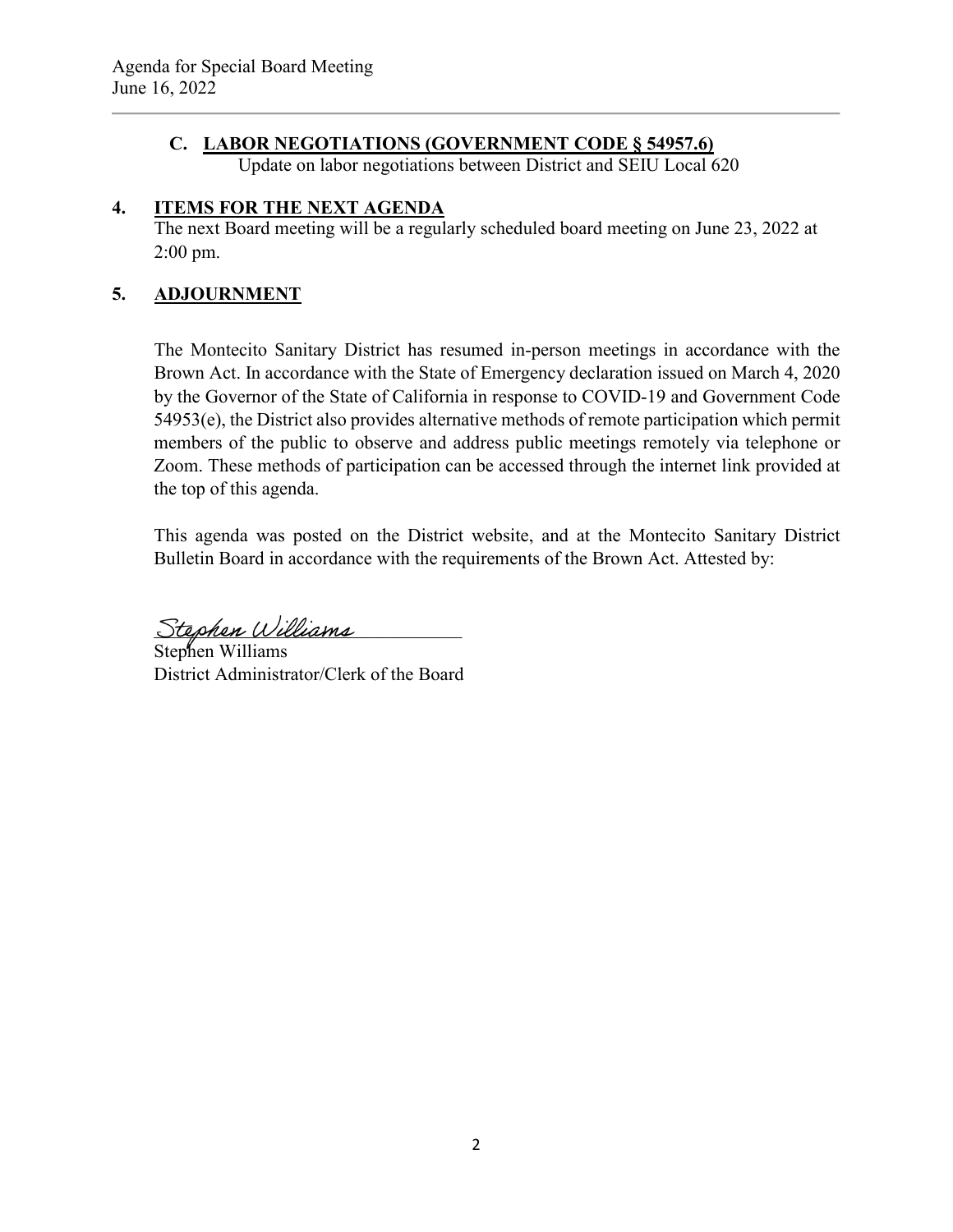**C. LABOR NEGOTIATIONS (GOVERNMENT CODE § 54957.6)**
Update on labor negotiations between District and SEIU Local 620

## 4. ITEMS FOR THE NEXT AGENDA

The next Board meeting will be a regularly scheduled board meeting on June 23, 2022 at 2:00 pm.

## 5. ADJOURNMENT

The Montecito Sanitary District has resumed in-person meetings in accordance with the Brown Act. In accordance with the State of Emergency declaration issued on March 4, 2020 by the Governor of the State of California in response to COVID-19 and Government Code 54953(e), the District also provides alternative methods of remote participation which permit members of the public to observe and address public meetings remotely via telephone or Zoom. These methods of participation can be accessed through the internet link provided at the top of this agenda.

This agenda was posted on the District website, and at the Montecito Sanitary District Bulletin Board in accordance with the requirements of the Brown Act. Attested by:

*Stephen Williams*

Stephen Williams
District Administrator/Clerk of the Board